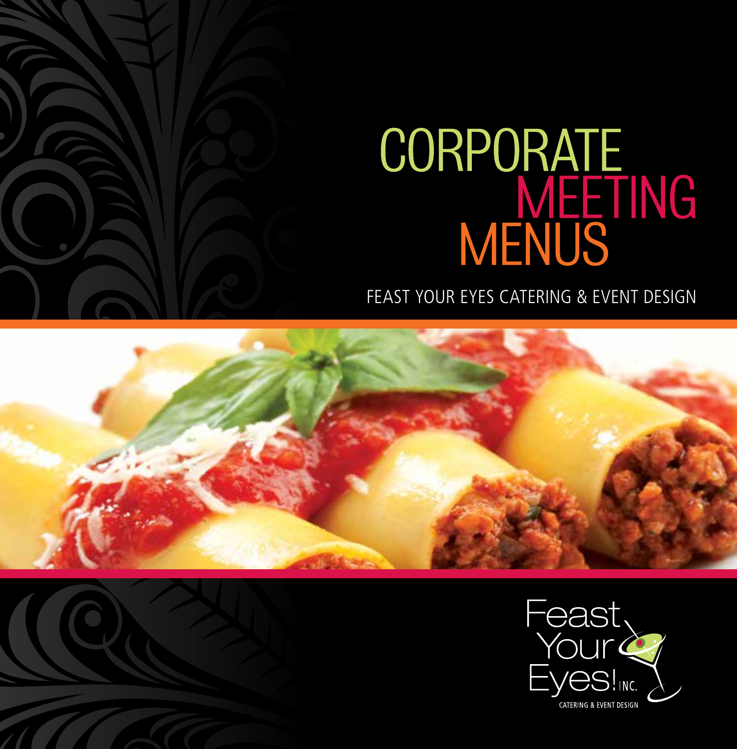# CORPORATE MEETING MENUS

FEAST YOUR EYES CATERING & EVENT DESIGN

Feast Your Eyes! INC.

CATERING & EVENT DESIGN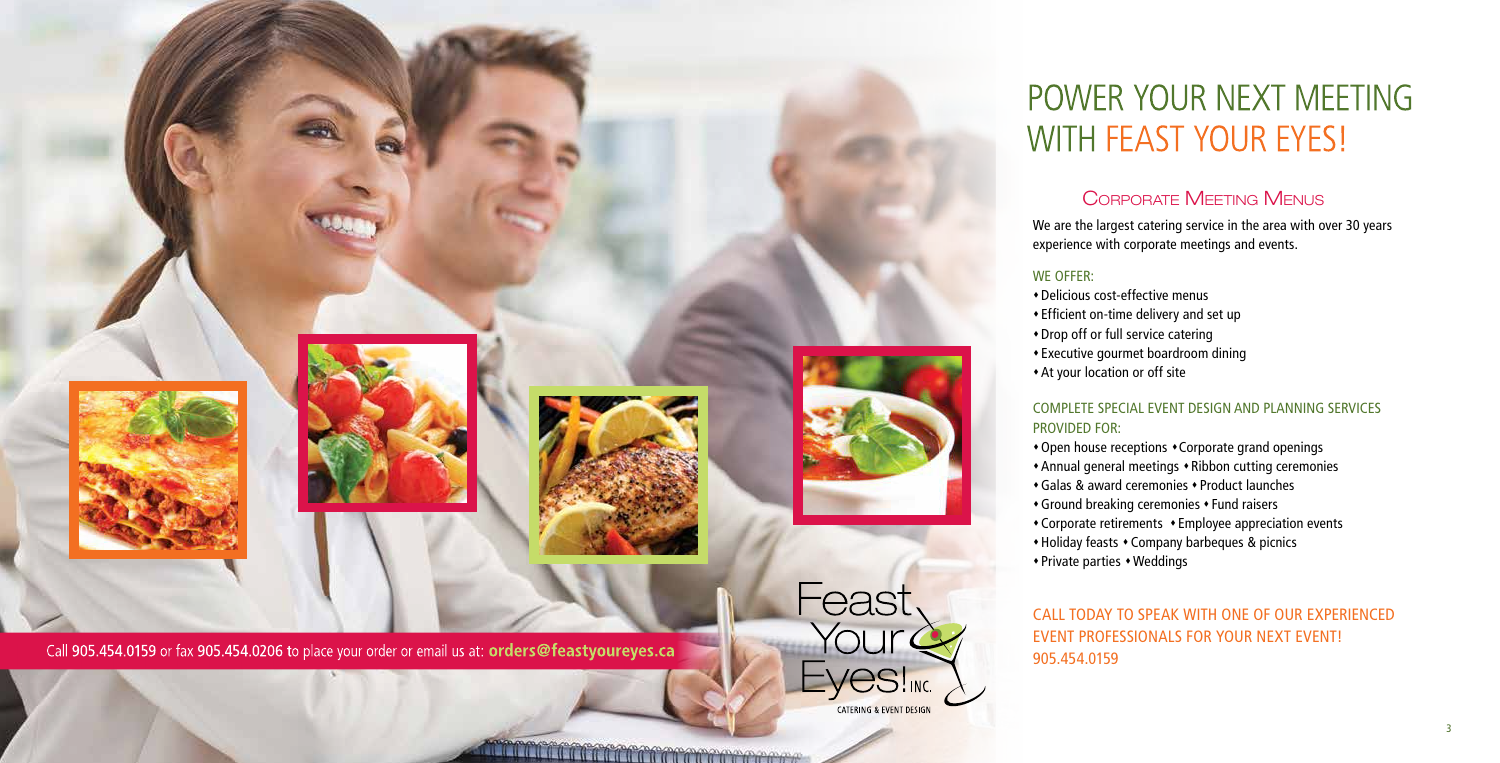# POWER YOUR NEXT MEETING WITH FEAST YOUR EYES!

## Corporate Meeting Menus

We are the largest catering service in the area with over 30 years experience with corporate meetings and events.

### WE OFFER:

- Delicious cost-effective menus
- Efficient on-time delivery and set up
- Drop off or full service catering
- Executive gourmet boardroom dining
- At your location or off site

### COMPLETE SPECIAL EVENT DESIGN AND PLANNING SERVICES PROVIDED FOR:

- Open house receptions • Corporate grand openings
- Annual general meetings • Ribbon cutting ceremonies
- Galas & award ceremonies • Product launches
- Ground breaking ceremonies • Fund raisers
- Corporate retirements • Employee appreciation events
- Holiday feasts • Company barbeques & picnics
- Private parties • Weddings

CALL TODAY TO SPEAK WITH ONE OF OUR EXPERIENCED EVENT PROFESSIONALS FOR YOUR NEXT EVENT! 905.454.0159

Call 905.454.0159 or fax 905.454.0206 to place your order or email us at: **orders@feastyoureyes.ca**

Feast Your Eyes! INC. CATERING & EVENT DESIGN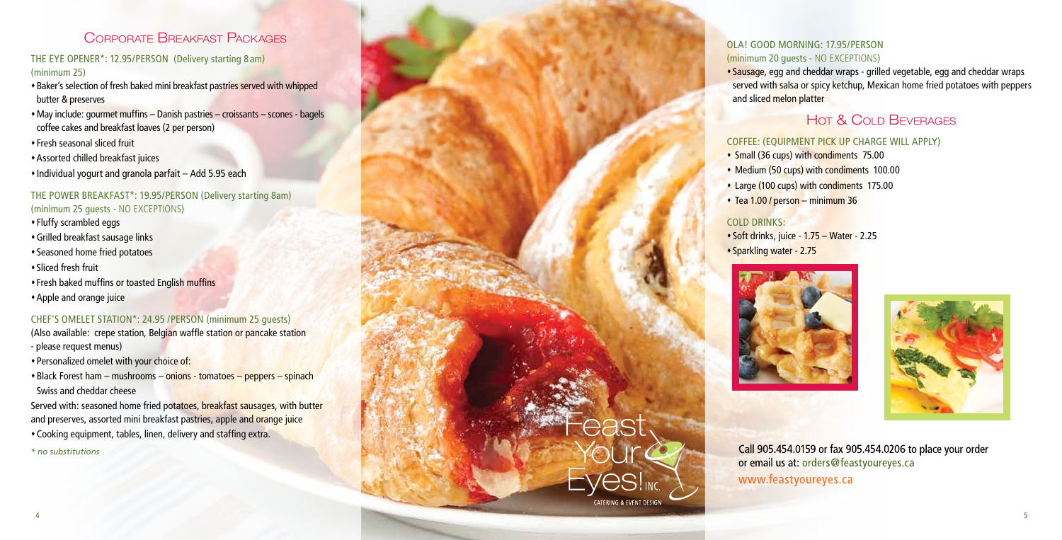## Corporate Breakfast Packages

### THE EYE OPENER*: 12.95/PERSON (Delivery starting 8 am)
(minimum 25)

- Baker's selection of fresh baked mini breakfast pastries served with whipped butter & preserves
- May include: gourmet muffins – Danish pastries – croissants – scones - bagels coffee cakes and breakfast loaves (2 per person)
- Fresh seasonal sliced fruit
- Assorted chilled breakfast juices
- Individual yogurt and granola parfait – Add 5.95 each

### THE POWER BREAKFAST*: 19.95/PERSON (Delivery starting 8am)
(minimum 25 guests - NO EXCEPTIONS)

- Fluffy scrambled eggs
- Grilled breakfast sausage links
- Seasoned home fried potatoes
- Sliced fresh fruit
- Fresh baked muffins or toasted English muffins
- Apple and orange juice

### CHEF'S OMELET STATION*: 24.95 /PERSON (minimum 25 guests)

(Also available: crepe station, Belgian waffle station or pancake station - please request menus)

- Personalized omelet with your choice of:
- Black Forest ham – mushrooms – onions - tomatoes – peppers – spinach Swiss and cheddar cheese

Served with: seasoned home fried potatoes, breakfast sausages, with butter and preserves, assorted mini breakfast pastries, apple and orange juice

- Cooking equipment, tables, linen, delivery and staffing extra.

*\* no substitutions*

### OLA! GOOD MORNING: 17.95/PERSON
(minimum 20 guests - NO EXCEPTIONS)

- Sausage, egg and cheddar wraps - grilled vegetable, egg and cheddar wraps served with salsa or spicy ketchup, Mexican home fried potatoes with peppers and sliced melon platter

## Hot & Cold Beverages

### COFFEE: (EQUIPMENT PICK UP CHARGE WILL APPLY)

- Small (36 cups) with condiments 75.00
- Medium (50 cups) with condiments 100.00
- Large (100 cups) with condiments 175.00
- Tea 1.00 / person – minimum 36

### COLD DRINKS:

- Soft drinks, juice - 1.75 – Water - 2.25
- Sparkling water - 2.75

Feast Your Eyes! INC.
CATERING & EVENT DESIGN

Call 905.454.0159 or fax 905.454.0206 to place your order or email us at: orders@feastyoureyes.ca

www.feastyoureyes.ca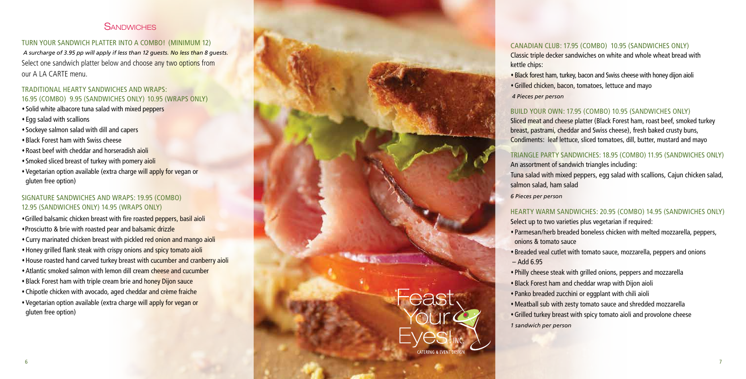## Sandwiches

### TURN YOUR SANDWICH PLATTER INTO A COMBO! (MINIMUM 12)

*A surcharge of 3.95 pp will apply if less than 12 guests. No less than 8 guests.*

Select one sandwich platter below and choose any two options from our A LA CARTE menu.

### TRADITIONAL HEARTY SANDWICHES AND WRAPS: 16.95 (COMBO) 9.95 (SANDWICHES ONLY) 10.95 (WRAPS ONLY)

- Solid white albacore tuna salad with mixed peppers
- Egg salad with scallions
- Sockeye salmon salad with dill and capers
- Black Forest ham with Swiss cheese
- Roast beef with cheddar and horseradish aioli
- Smoked sliced breast of turkey with pomery aioli
- Vegetarian option available (extra charge will apply for vegan or gluten free option)

### SIGNATURE SANDWICHES AND WRAPS: 19.95 (COMBO) 12.95 (SANDWICHES ONLY) 14.95 (WRAPS ONLY)

- Grilled balsamic chicken breast with fire roasted peppers, basil aioli
- Prosciutto & brie with roasted pear and balsamic drizzle
- Curry marinated chicken breast with pickled red onion and mango aioli
- Honey grilled flank steak with crispy onions and spicy tomato aioli
- House roasted hand carved turkey breast with cucumber and cranberry aioli
- Atlantic smoked salmon with lemon dill cream cheese and cucumber
- Black Forest ham with triple cream brie and honey Dijon sauce
- Chipotle chicken with avocado, aged cheddar and crème fraiche
- Vegetarian option available (extra charge will apply for vegan or gluten free option)

### CANADIAN CLUB: 17.95 (COMBO) 10.95 (SANDWICHES ONLY)

Classic triple decker sandwiches on white and whole wheat bread with kettle chips:

- Black forest ham, turkey, bacon and Swiss cheese with honey dijon aioli
- Grilled chicken, bacon, tomatoes, lettuce and mayo

*4 Pieces per person*

### BUILD YOUR OWN: 17.95 (COMBO) 10.95 (SANDWICHES ONLY)

Sliced meat and cheese platter (Black Forest ham, roast beef, smoked turkey breast, pastrami, cheddar and Swiss cheese), fresh baked crusty buns, Condiments: leaf lettuce, sliced tomatoes, dill, butter, mustard and mayo

### TRIANGLE PARTY SANDWICHES: 18.95 (COMBO) 11.95 (SANDWICHES ONLY)

An assortment of sandwich triangles including:

Tuna salad with mixed peppers, egg salad with scallions, Cajun chicken salad, salmon salad, ham salad

*6 Pieces per person*

### HEARTY WARM SANDWICHES: 20.95 (COMBO) 14.95 (SANDWICHES ONLY)

Select up to two varieties plus vegetarian if required:

- Parmesan/herb breaded boneless chicken with melted mozzarella, peppers, onions & tomato sauce
- Breaded veal cutlet with tomato sauce, mozzarella, peppers and onions – Add 6.95
- Philly cheese steak with grilled onions, peppers and mozzarella
- Black Forest ham and cheddar wrap with Dijon aioli
- Panko breaded zucchini or eggplant with chili aioli
- Meatball sub with zesty tomato sauce and shredded mozzarella
- Grilled turkey breast with spicy tomato aioli and provolone cheese

*1 sandwich per person*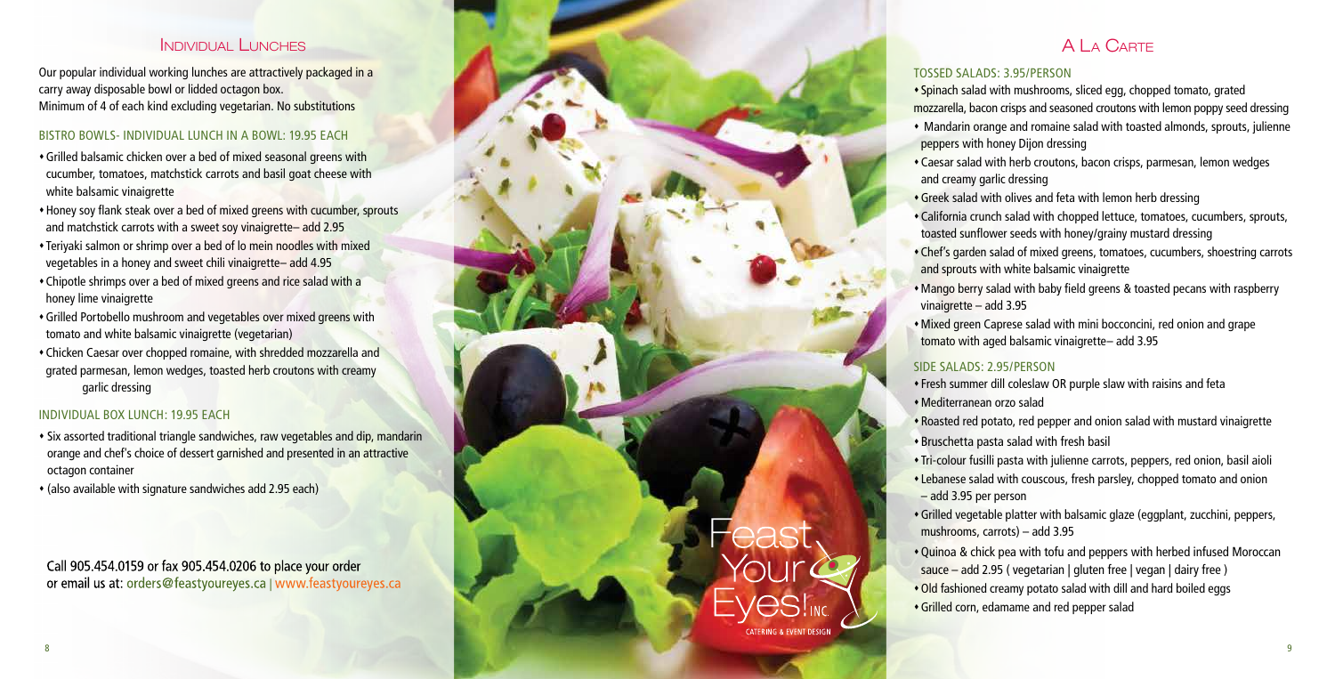## Individual Lunches

Our popular individual working lunches are attractively packaged in a carry away disposable bowl or lidded octagon box.
Minimum of 4 of each kind excluding vegetarian. No substitutions

### BISTRO BOWLS- INDIVIDUAL LUNCH IN A BOWL: 19.95 EACH

- Grilled balsamic chicken over a bed of mixed seasonal greens with cucumber, tomatoes, matchstick carrots and basil goat cheese with white balsamic vinaigrette
- Honey soy flank steak over a bed of mixed greens with cucumber, sprouts and matchstick carrots with a sweet soy vinaigrette– add 2.95
- Teriyaki salmon or shrimp over a bed of lo mein noodles with mixed vegetables in a honey and sweet chili vinaigrette– add 4.95
- Chipotle shrimps over a bed of mixed greens and rice salad with a honey lime vinaigrette
- Grilled Portobello mushroom and vegetables over mixed greens with tomato and white balsamic vinaigrette (vegetarian)
- Chicken Caesar over chopped romaine, with shredded mozzarella and grated parmesan, lemon wedges, toasted herb croutons with creamy garlic dressing

### INDIVIDUAL BOX LUNCH: 19.95 EACH

- Six assorted traditional triangle sandwiches, raw vegetables and dip, mandarin orange and chef's choice of dessert garnished and presented in an attractive octagon container
- (also available with signature sandwiches add 2.95 each)

Call 905.454.0159 or fax 905.454.0206 to place your order
or email us at: orders@feastyoureyes.ca | www.feastyoureyes.ca

## A La Carte

### TOSSED SALADS: 3.95/PERSON

- Spinach salad with mushrooms, sliced egg, chopped tomato, grated mozzarella, bacon crisps and seasoned croutons with lemon poppy seed dressing
- Mandarin orange and romaine salad with toasted almonds, sprouts, julienne peppers with honey Dijon dressing
- Caesar salad with herb croutons, bacon crisps, parmesan, lemon wedges and creamy garlic dressing
- Greek salad with olives and feta with lemon herb dressing
- California crunch salad with chopped lettuce, tomatoes, cucumbers, sprouts, toasted sunflower seeds with honey/grainy mustard dressing
- Chef's garden salad of mixed greens, tomatoes, cucumbers, shoestring carrots and sprouts with white balsamic vinaigrette
- Mango berry salad with baby field greens & toasted pecans with raspberry vinaigrette – add 3.95
- Mixed green Caprese salad with mini bocconcini, red onion and grape tomato with aged balsamic vinaigrette– add 3.95

### SIDE SALADS: 2.95/PERSON

- Fresh summer dill coleslaw OR purple slaw with raisins and feta
- Mediterranean orzo salad
- Roasted red potato, red pepper and onion salad with mustard vinaigrette
- Bruschetta pasta salad with fresh basil
- Tri-colour fusilli pasta with julienne carrots, peppers, red onion, basil aioli
- Lebanese salad with couscous, fresh parsley, chopped tomato and onion – add 3.95 per person
- Grilled vegetable platter with balsamic glaze (eggplant, zucchini, peppers, mushrooms, carrots) – add 3.95
- Quinoa & chick pea with tofu and peppers with herbed infused Moroccan sauce – add 2.95 ( vegetarian | gluten free | vegan | dairy free )
- Old fashioned creamy potato salad with dill and hard boiled eggs
- Grilled corn, edamame and red pepper salad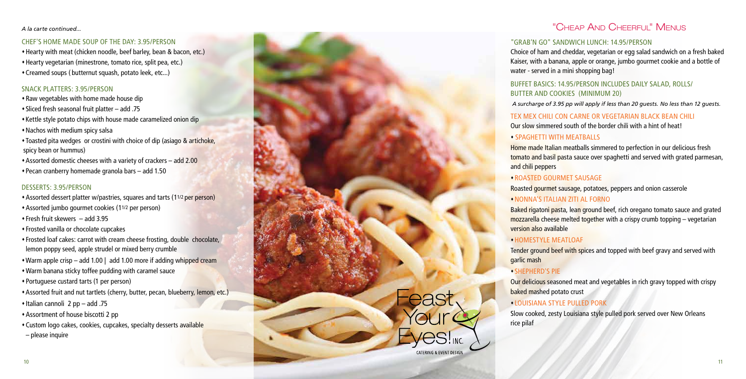*A la carte continued...*

### CHEF'S HOME MADE SOUP OF THE DAY: 3.95/PERSON

- Hearty with meat (chicken noodle, beef barley, bean & bacon, etc.)
- Hearty vegetarian (minestrone, tomato rice, split pea, etc.)
- Creamed soups ( butternut squash, potato leek, etc...)

### SNACK PLATTERS: 3.95/PERSON

- Raw vegetables with home made house dip
- Sliced fresh seasonal fruit platter – add .75
- Kettle style potato chips with house made caramelized onion dip
- Nachos with medium spicy salsa
- Toasted pita wedges or crostini with choice of dip (asiago & artichoke, spicy bean or hummus)
- Assorted domestic cheeses with a variety of crackers – add 2.00
- Pecan cranberry homemade granola bars – add 1.50

### DESSERTS: 3.95/PERSON

- Assorted dessert platter w/pastries, squares and tarts (1 1/2 per person)
- Assorted jumbo gourmet cookies (1 1/2 per person)
- Fresh fruit skewers – add 3.95
- Frosted vanilla or chocolate cupcakes
- Frosted loaf cakes: carrot with cream cheese frosting, double chocolate, lemon poppy seed, apple strudel or mixed berry crumble
- Warm apple crisp – add 1.00 | add 1.00 more if adding whipped cream
- Warm banana sticky toffee pudding with caramel sauce
- Portuguese custard tarts (1 per person)
- Assorted fruit and nut tartlets (cherry, butter, pecan, blueberry, lemon, etc.)
- Italian cannoli 2 pp – add .75
- Assortment of house biscotti 2 pp
- Custom logo cakes, cookies, cupcakes, specialty desserts available – please inquire

Feast Your Eyes! INC.
CATERING & EVENT DESIGN

## "CHEAP AND CHEERFUL" MENUS

### "GRAB'N GO" SANDWICH LUNCH: 14.95/PERSON

Choice of ham and cheddar, vegetarian or egg salad sandwich on a fresh baked Kaiser, with a banana, apple or orange, jumbo gourmet cookie and a bottle of water - served in a mini shopping bag!

### BUFFET BASICS: 14.95/PERSON INCLUDES DAILY SALAD, ROLLS/ BUTTER AND COOKIES (MINIMUM 20)

*A surcharge of 3.95 pp will apply if less than 20 guests. No less than 12 guests.*

#### TEX MEX CHILI CON CARNE OR VEGETARIAN BLACK BEAN CHILI

Our slow simmered south of the border chili with a hint of heat!

#### • SPAGHETTI WITH MEATBALLS

Home made Italian meatballs simmered to perfection in our delicious fresh tomato and basil pasta sauce over spaghetti and served with grated parmesan, and chili peppers

#### • ROASTED GOURMET SAUSAGE

Roasted gourmet sausage, potatoes, peppers and onion casserole

#### • NONNA'S ITALIAN ZITI AL FORNO

Baked rigatoni pasta, lean ground beef, rich oregano tomato sauce and grated mozzarella cheese melted together with a crispy crumb topping – vegetarian version also available

#### • HOMESTYLE MEATLOAF

Tender ground beef with spices and topped with beef gravy and served with garlic mash

#### • SHEPHERD'S PIE

Our delicious seasoned meat and vegetables in rich gravy topped with crispy baked mashed potato crust

#### • LOUISIANA STYLE PULLED PORK

Slow cooked, zesty Louisiana style pulled pork served over New Orleans rice pilaf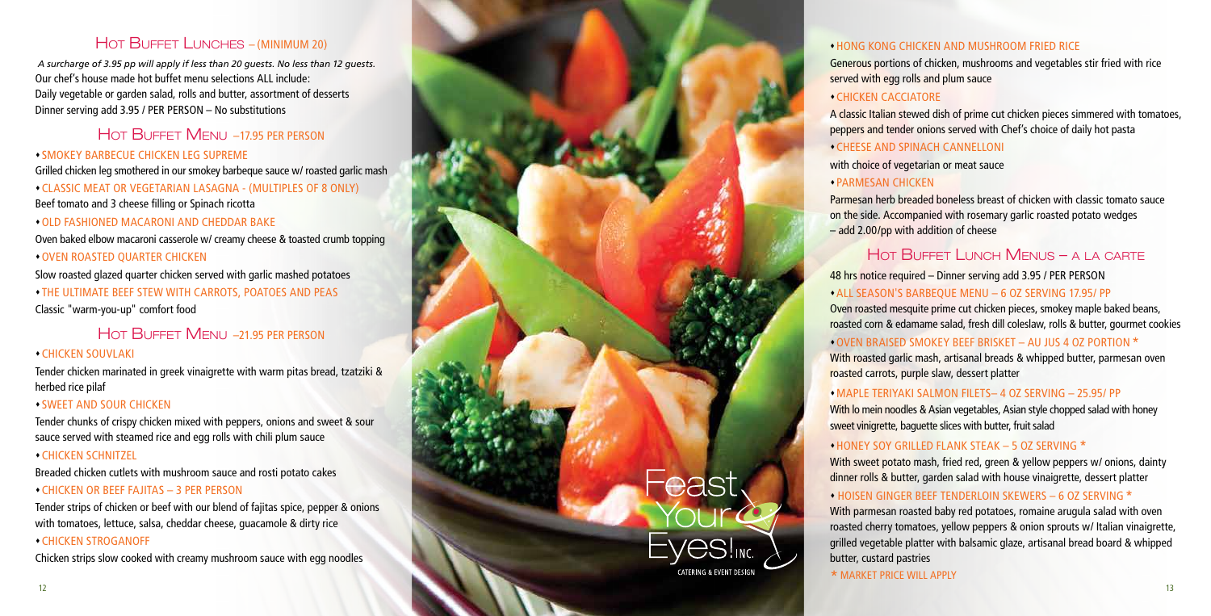## Hot Buffet Lunches – (MINIMUM 20)

*A surcharge of 3.95 pp will apply if less than 20 guests. No less than 12 guests.*

Our chef's house made hot buffet menu selections ALL include:
Daily vegetable or garden salad, rolls and butter, assortment of desserts
Dinner serving add 3.95 / PER PERSON – No substitutions

## Hot Buffet Menu –17.95 PER PERSON

- **SMOKEY BARBECUE CHICKEN LEG SUPREME**
  Grilled chicken leg smothered in our smokey barbeque sauce w/ roasted garlic mash
- **CLASSIC MEAT OR VEGETARIAN LASAGNA - (MULTIPLES OF 8 ONLY)**
  Beef tomato and 3 cheese filling or Spinach ricotta
- **OLD FASHIONED MACARONI AND CHEDDAR BAKE**
  Oven baked elbow macaroni casserole w/ creamy cheese & toasted crumb topping
- **OVEN ROASTED QUARTER CHICKEN**
  Slow roasted glazed quarter chicken served with garlic mashed potatoes
- **THE ULTIMATE BEEF STEW WITH CARROTS, POATOES AND PEAS**
  Classic "warm-you-up" comfort food

## Hot Buffet Menu –21.95 PER PERSON

- **CHICKEN SOUVLAKI**
  Tender chicken marinated in greek vinaigrette with warm pitas bread, tzatziki & herbed rice pilaf
- **SWEET AND SOUR CHICKEN**
  Tender chunks of crispy chicken mixed with peppers, onions and sweet & sour sauce served with steamed rice and egg rolls with chili plum sauce
- **CHICKEN SCHNITZEL**
  Breaded chicken cutlets with mushroom sauce and rosti potato cakes
- **CHICKEN OR BEEF FAJITAS – 3 PER PERSON**
  Tender strips of chicken or beef with our blend of fajitas spice, pepper & onions with tomatoes, lettuce, salsa, cheddar cheese, guacamole & dirty rice
- **CHICKEN STROGANOFF**
  Chicken strips slow cooked with creamy mushroom sauce with egg noodles
- **HONG KONG CHICKEN AND MUSHROOM FRIED RICE**
  Generous portions of chicken, mushrooms and vegetables stir fried with rice served with egg rolls and plum sauce
- **CHICKEN CACCIATORE**
  A classic Italian stewed dish of prime cut chicken pieces simmered with tomatoes, peppers and tender onions served with Chef's choice of daily hot pasta
- **CHEESE AND SPINACH CANNELLONI**
  with choice of vegetarian or meat sauce
- **PARMESAN CHICKEN**
  Parmesan herb breaded boneless breast of chicken with classic tomato sauce on the side. Accompanied with rosemary garlic roasted potato wedges – add 2.00/pp with addition of cheese

## Hot Buffet Lunch Menus – A LA CARTE

48 hrs notice required – Dinner serving add 3.95 / PER PERSON

- **ALL SEASON'S BARBEQUE MENU – 6 OZ SERVING 17.95/ PP**
  Oven roasted mesquite prime cut chicken pieces, smokey maple baked beans, roasted corn & edamame salad, fresh dill coleslaw, rolls & butter, gourmet cookies
- **OVEN BRAISED SMOKEY BEEF BRISKET – AU JUS 4 OZ PORTION \***
  With roasted garlic mash, artisanal breads & whipped butter, parmesan oven roasted carrots, purple slaw, dessert platter
- **MAPLE TERIYAKI SALMON FILETS– 4 OZ SERVING – 25.95/ PP**
  With lo mein noodles & Asian vegetables, Asian style chopped salad with honey sweet vinigrette, baguette slices with butter, fruit salad
- **HONEY SOY GRILLED FLANK STEAK – 5 OZ SERVING \***
  With sweet potato mash, fried red, green & yellow peppers w/ onions, dainty dinner rolls & butter, garden salad with house vinaigrette, dessert platter
- **HOISEN GINGER BEEF TENDERLOIN SKEWERS – 6 OZ SERVING \***
  With parmesan roasted baby red potatoes, romaine arugula salad with oven roasted cherry tomatoes, yellow peppers & onion sprouts w/ Italian vinaigrette, grilled vegetable platter with balsamic glaze, artisanal bread board & whipped butter, custard pastries

\* MARKET PRICE WILL APPLY

Feast Your Eyes! INC.
CATERING & EVENT DESIGN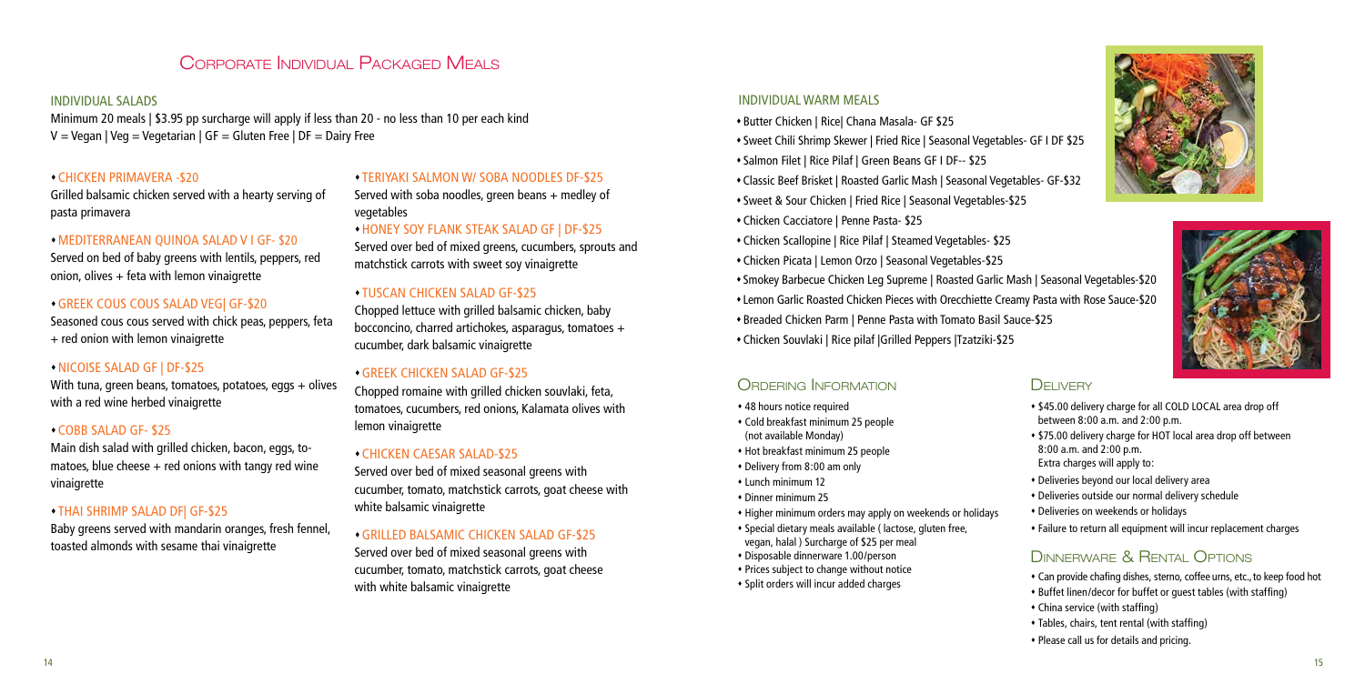# Corporate Individual Packaged Meals

## INDIVIDUAL SALADS

Minimum 20 meals | $3.95 pp surcharge will apply if less than 20 - no less than 10 per each kind
V = Vegan | Veg = Vegetarian | GF = Gluten Free | DF = Dairy Free

### • CHICKEN PRIMAVERA -$20
Grilled balsamic chicken served with a hearty serving of pasta primavera

### • MEDITERRANEAN QUINOA SALAD V I GF- $20
Served on bed of baby greens with lentils, peppers, red onion, olives + feta with lemon vinaigrette

### • GREEK COUS COUS SALAD VEG| GF-$20
Seasoned cous cous served with chick peas, peppers, feta + red onion with lemon vinaigrette

### • NICOISE SALAD GF | DF-$25
With tuna, green beans, tomatoes, potatoes, eggs + olives with a red wine herbed vinaigrette

### • COBB SALAD GF- $25
Main dish salad with grilled chicken, bacon, eggs, tomatoes, blue cheese + red onions with tangy red wine vinaigrette

### • THAI SHRIMP SALAD DF| GF-$25
Baby greens served with mandarin oranges, fresh fennel, toasted almonds with sesame thai vinaigrette

### • TERIYAKI SALMON W/ SOBA NOODLES DF-$25
Served with soba noodles, green beans + medley of vegetables

### • HONEY SOY FLANK STEAK SALAD GF | DF-$25
Served over bed of mixed greens, cucumbers, sprouts and matchstick carrots with sweet soy vinaigrette

### • TUSCAN CHICKEN SALAD GF-$25
Chopped lettuce with grilled balsamic chicken, baby bocconcino, charred artichokes, asparagus, tomatoes + cucumber, dark balsamic vinaigrette

### • GREEK CHICKEN SALAD GF-$25
Chopped romaine with grilled chicken souvlaki, feta, tomatoes, cucumbers, red onions, Kalamata olives with lemon vinaigrette

### • CHICKEN CAESAR SALAD-$25
Served over bed of mixed seasonal greens with cucumber, tomato, matchstick carrots, goat cheese with white balsamic vinaigrette

### • GRILLED BALSAMIC CHICKEN SALAD GF-$25
Served over bed of mixed seasonal greens with cucumber, tomato, matchstick carrots, goat cheese with white balsamic vinaigrette

## INDIVIDUAL WARM MEALS

- Butter Chicken | Rice| Chana Masala- GF $25
- Sweet Chili Shrimp Skewer | Fried Rice | Seasonal Vegetables- GF I DF $25
- Salmon Filet | Rice Pilaf | Green Beans GF I DF-- $25
- Classic Beef Brisket | Roasted Garlic Mash | Seasonal Vegetables- GF-$32
- Sweet & Sour Chicken | Fried Rice | Seasonal Vegetables-$25
- Chicken Cacciatore | Penne Pasta- $25
- Chicken Scallopine | Rice Pilaf | Steamed Vegetables- $25
- Chicken Picata | Lemon Orzo | Seasonal Vegetables-$25
- Smokey Barbecue Chicken Leg Supreme | Roasted Garlic Mash | Seasonal Vegetables-$20
- Lemon Garlic Roasted Chicken Pieces with Orecchiette Creamy Pasta with Rose Sauce-$20
- Breaded Chicken Parm | Penne Pasta with Tomato Basil Sauce-$25
- Chicken Souvlaki | Rice pilaf |Grilled Peppers |Tzatziki-$25

## Ordering Information

- 48 hours notice required
- Cold breakfast minimum 25 people (not available Monday)
- Hot breakfast minimum 25 people
- Delivery from 8:00 am only
- Lunch minimum 12
- Dinner minimum 25
- Higher minimum orders may apply on weekends or holidays
- Special dietary meals available ( lactose, gluten free, vegan, halal ) Surcharge of $25 per meal
- Disposable dinnerware 1.00/person
- Prices subject to change without notice
- Split orders will incur added charges

## Delivery

- $45.00 delivery charge for all COLD LOCAL area drop off between 8:00 a.m. and 2:00 p.m.
- $75.00 delivery charge for HOT local area drop off between 8:00 a.m. and 2:00 p.m.
  Extra charges will apply to:
- Deliveries beyond our local delivery area
- Deliveries outside our normal delivery schedule
- Deliveries on weekends or holidays
- Failure to return all equipment will incur replacement charges

## Dinnerware & Rental Options

- Can provide chafing dishes, sterno, coffee urns, etc., to keep food hot
- Buffet linen/decor for buffet or guest tables (with staffing)
- China service (with staffing)
- Tables, chairs, tent rental (with staffing)
- Please call us for details and pricing.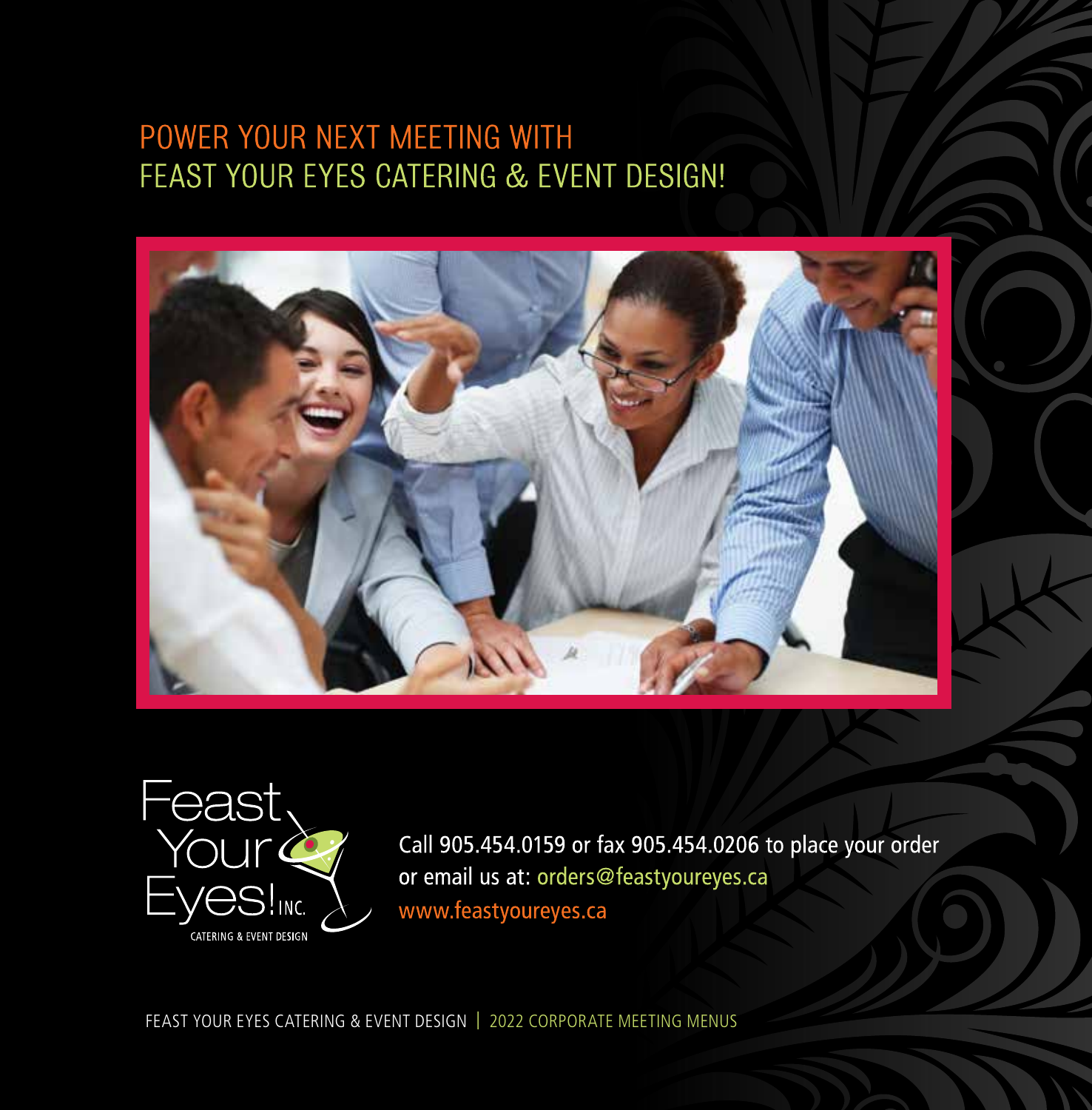# POWER YOUR NEXT MEETING WITH FEAST YOUR EYES CATERING & EVENT DESIGN!

Feast Your Eyes! INC.
CATERING & EVENT DESIGN

Call 905.454.0159 or fax 905.454.0206 to place your order
or email us at: orders@feastyoureyes.ca
www.feastyoureyes.ca